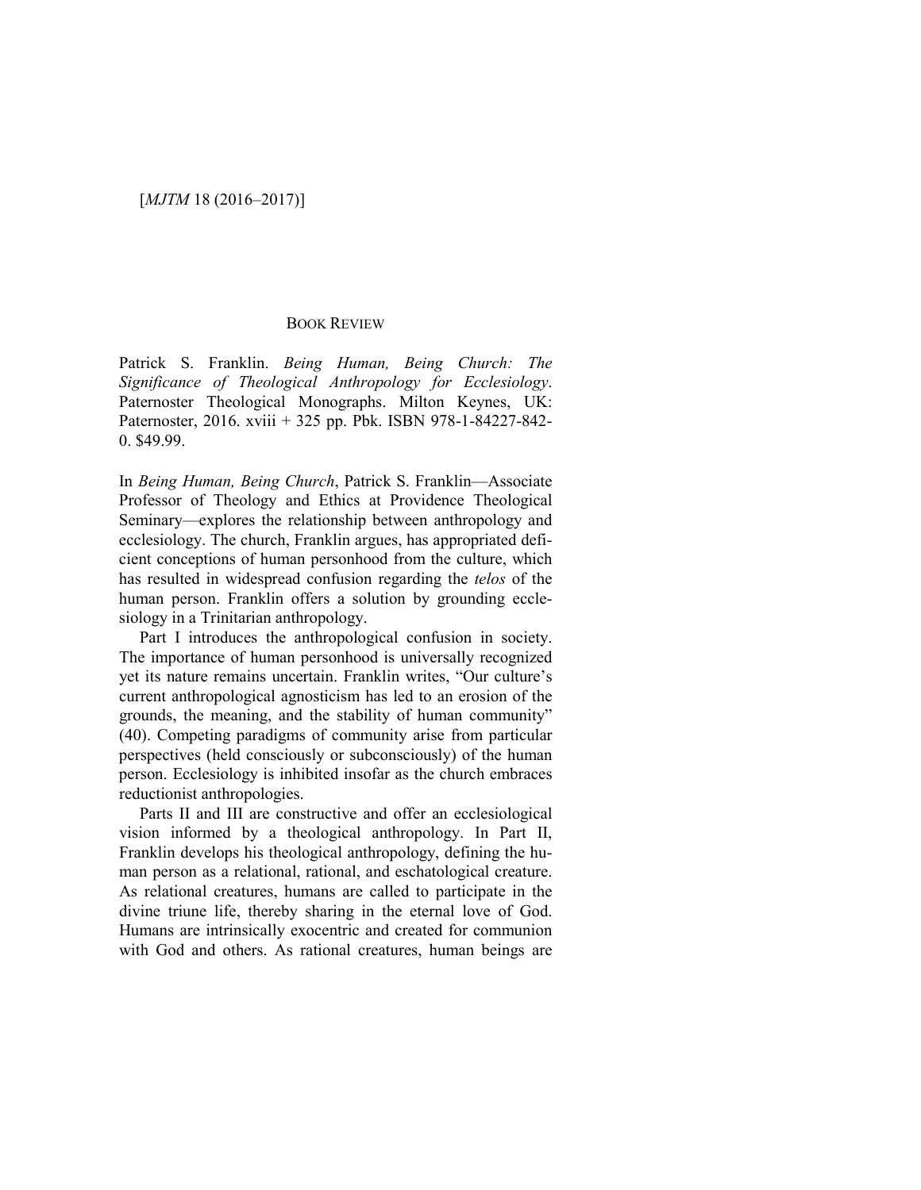BOOK REVIEW

Patrick S. Franklin. *Being Human, Being Church: The Significance of Theological Anthropology for Ecclesiology*. Paternoster Theological Monographs. Milton Keynes, UK: Paternoster, 2016. xviii + 325 pp. Pbk. ISBN 978-1-84227-842-0. $49.99.

In *Being Human, Being Church*, Patrick S. Franklin—Associate Professor of Theology and Ethics at Providence Theological Seminary—explores the relationship between anthropology and ecclesiology. The church, Franklin argues, has appropriated deficient conceptions of human personhood from the culture, which has resulted in widespread confusion regarding the *telos* of the human person. Franklin offers a solution by grounding ecclesiology in a Trinitarian anthropology.

Part I introduces the anthropological confusion in society. The importance of human personhood is universally recognized yet its nature remains uncertain. Franklin writes, "Our culture's current anthropological agnosticism has led to an erosion of the grounds, the meaning, and the stability of human community" (40). Competing paradigms of community arise from particular perspectives (held consciously or subconsciously) of the human person. Ecclesiology is inhibited insofar as the church embraces reductionist anthropologies.

Parts II and III are constructive and offer an ecclesiological vision informed by a theological anthropology. In Part II, Franklin develops his theological anthropology, defining the human person as a relational, rational, and eschatological creature. As relational creatures, humans are called to participate in the divine triune life, thereby sharing in the eternal love of God. Humans are intrinsically exocentric and created for communion with God and others. As rational creatures, human beings are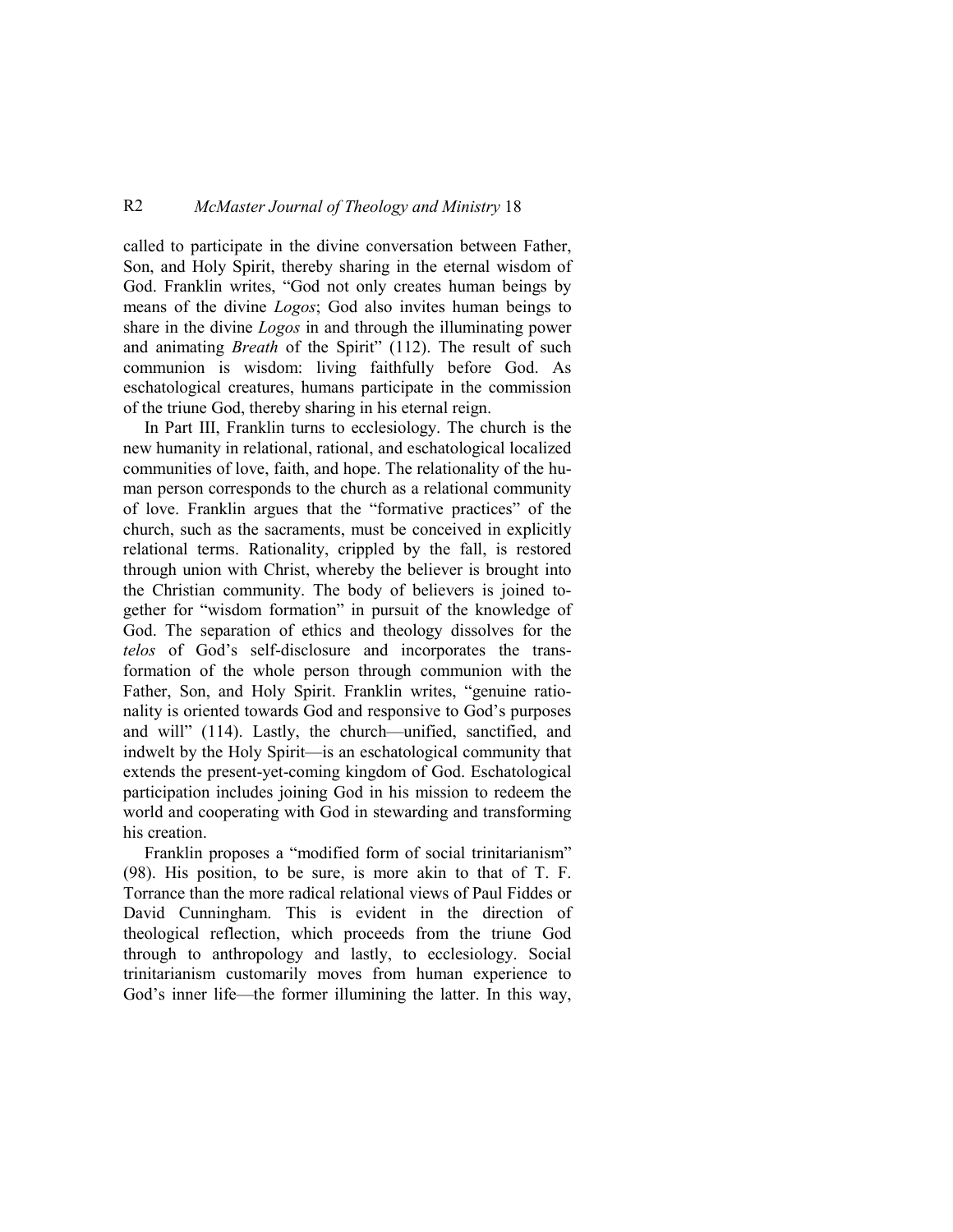called to participate in the divine conversation between Father, Son, and Holy Spirit, thereby sharing in the eternal wisdom of God. Franklin writes, "God not only creates human beings by means of the divine *Logos*; God also invites human beings to share in the divine *Logos* in and through the illuminating power and animating *Breath* of the Spirit" (112). The result of such communion is wisdom: living faithfully before God. As eschatological creatures, humans participate in the commission of the triune God, thereby sharing in his eternal reign.

In Part III, Franklin turns to ecclesiology. The church is the new humanity in relational, rational, and eschatological localized communities of love, faith, and hope. The relationality of the human person corresponds to the church as a relational community of love. Franklin argues that the "formative practices" of the church, such as the sacraments, must be conceived in explicitly relational terms. Rationality, crippled by the fall, is restored through union with Christ, whereby the believer is brought into the Christian community. The body of believers is joined together for "wisdom formation" in pursuit of the knowledge of God. The separation of ethics and theology dissolves for the *telos* of God's self-disclosure and incorporates the transformation of the whole person through communion with the Father, Son, and Holy Spirit. Franklin writes, "genuine rationality is oriented towards God and responsive to God's purposes and will" (114). Lastly, the church—unified, sanctified, and indwelt by the Holy Spirit—is an eschatological community that extends the present-yet-coming kingdom of God. Eschatological participation includes joining God in his mission to redeem the world and cooperating with God in stewarding and transforming his creation.

Franklin proposes a "modified form of social trinitarianism" (98). His position, to be sure, is more akin to that of T. F. Torrance than the more radical relational views of Paul Fiddes or David Cunningham. This is evident in the direction of theological reflection, which proceeds from the triune God through to anthropology and lastly, to ecclesiology. Social trinitarianism customarily moves from human experience to God's inner life—the former illumining the latter. In this way,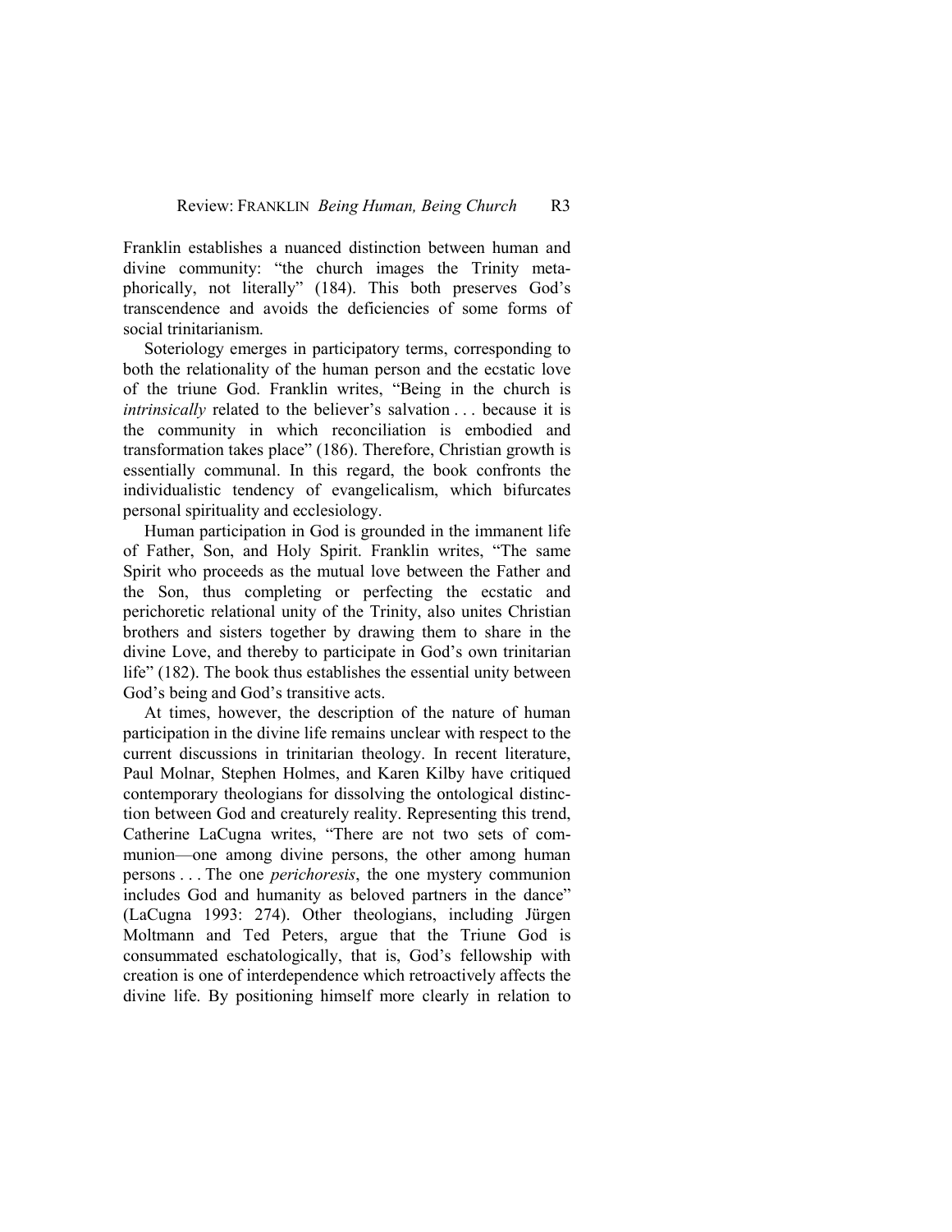Franklin establishes a nuanced distinction between human and divine community: "the church images the Trinity metaphorically, not literally" (184). This both preserves God's transcendence and avoids the deficiencies of some forms of social trinitarianism.

Soteriology emerges in participatory terms, corresponding to both the relationality of the human person and the ecstatic love of the triune God. Franklin writes, "Being in the church is *intrinsically* related to the believer's salvation . . . because it is the community in which reconciliation is embodied and transformation takes place" (186). Therefore, Christian growth is essentially communal. In this regard, the book confronts the individualistic tendency of evangelicalism, which bifurcates personal spirituality and ecclesiology.

Human participation in God is grounded in the immanent life of Father, Son, and Holy Spirit. Franklin writes, "The same Spirit who proceeds as the mutual love between the Father and the Son, thus completing or perfecting the ecstatic and perichoretic relational unity of the Trinity, also unites Christian brothers and sisters together by drawing them to share in the divine Love, and thereby to participate in God's own trinitarian life" (182). The book thus establishes the essential unity between God's being and God's transitive acts.

At times, however, the description of the nature of human participation in the divine life remains unclear with respect to the current discussions in trinitarian theology. In recent literature, Paul Molnar, Stephen Holmes, and Karen Kilby have critiqued contemporary theologians for dissolving the ontological distinction between God and creaturely reality. Representing this trend, Catherine LaCugna writes, "There are not two sets of communion—one among divine persons, the other among human persons . . . The one *perichoresis*, the one mystery communion includes God and humanity as beloved partners in the dance" (LaCugna 1993: 274). Other theologians, including Jürgen Moltmann and Ted Peters, argue that the Triune God is consummated eschatologically, that is, God's fellowship with creation is one of interdependence which retroactively affects the divine life. By positioning himself more clearly in relation to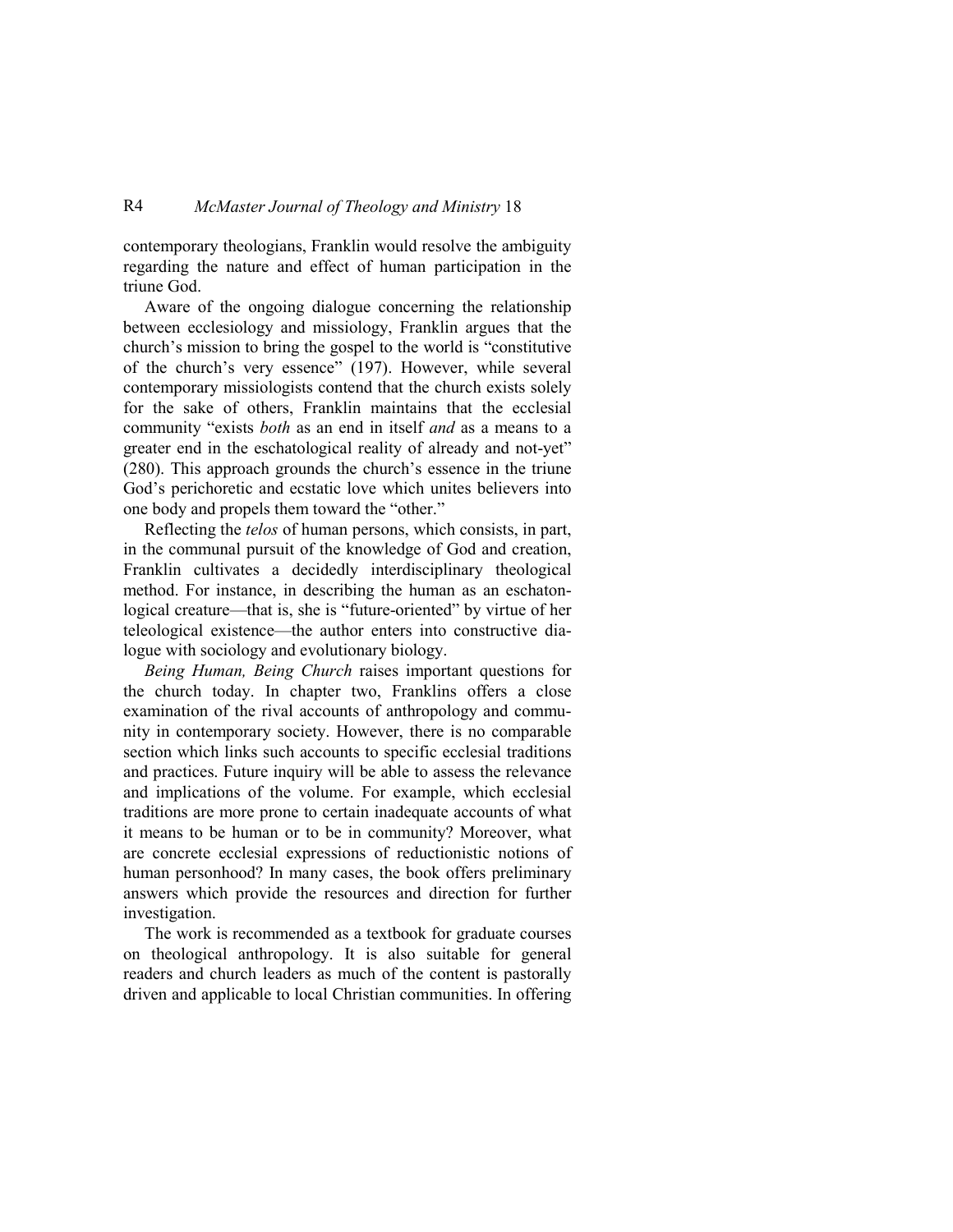contemporary theologians, Franklin would resolve the ambiguity regarding the nature and effect of human participation in the triune God.

Aware of the ongoing dialogue concerning the relationship between ecclesiology and missiology, Franklin argues that the church's mission to bring the gospel to the world is "constitutive of the church's very essence" (197). However, while several contemporary missiologists contend that the church exists solely for the sake of others, Franklin maintains that the ecclesial community "exists *both* as an end in itself *and* as a means to a greater end in the eschatological reality of already and not-yet" (280). This approach grounds the church's essence in the triune God's perichoretic and ecstatic love which unites believers into one body and propels them toward the "other."

Reflecting the *telos* of human persons, which consists, in part, in the communal pursuit of the knowledge of God and creation, Franklin cultivates a decidedly interdisciplinary theological method. For instance, in describing the human as an eschatonlogical creature—that is, she is "future-oriented" by virtue of her teleological existence—the author enters into constructive dialogue with sociology and evolutionary biology.

*Being Human, Being Church* raises important questions for the church today. In chapter two, Franklins offers a close examination of the rival accounts of anthropology and community in contemporary society. However, there is no comparable section which links such accounts to specific ecclesial traditions and practices. Future inquiry will be able to assess the relevance and implications of the volume. For example, which ecclesial traditions are more prone to certain inadequate accounts of what it means to be human or to be in community? Moreover, what are concrete ecclesial expressions of reductionistic notions of human personhood? In many cases, the book offers preliminary answers which provide the resources and direction for further investigation.

The work is recommended as a textbook for graduate courses on theological anthropology. It is also suitable for general readers and church leaders as much of the content is pastorally driven and applicable to local Christian communities. In offering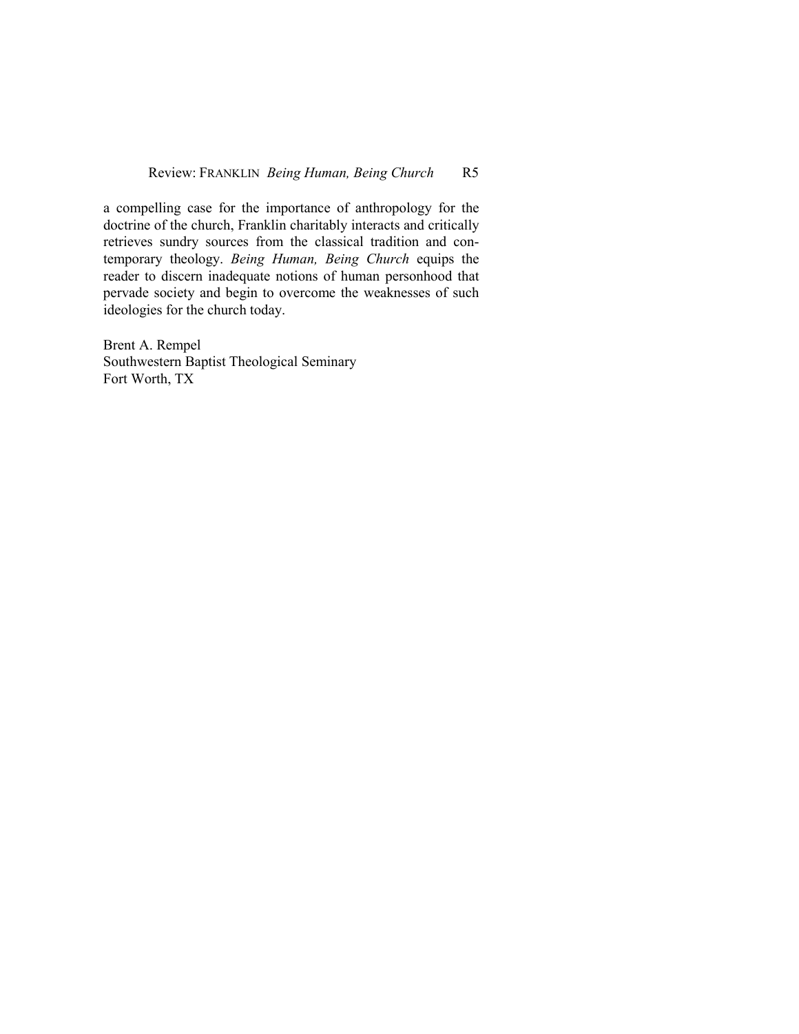a compelling case for the importance of anthropology for the doctrine of the church, Franklin charitably interacts and critically retrieves sundry sources from the classical tradition and contemporary theology. *Being Human, Being Church* equips the reader to discern inadequate notions of human personhood that pervade society and begin to overcome the weaknesses of such ideologies for the church today.

Brent A. Rempel
Southwestern Baptist Theological Seminary
Fort Worth, TX